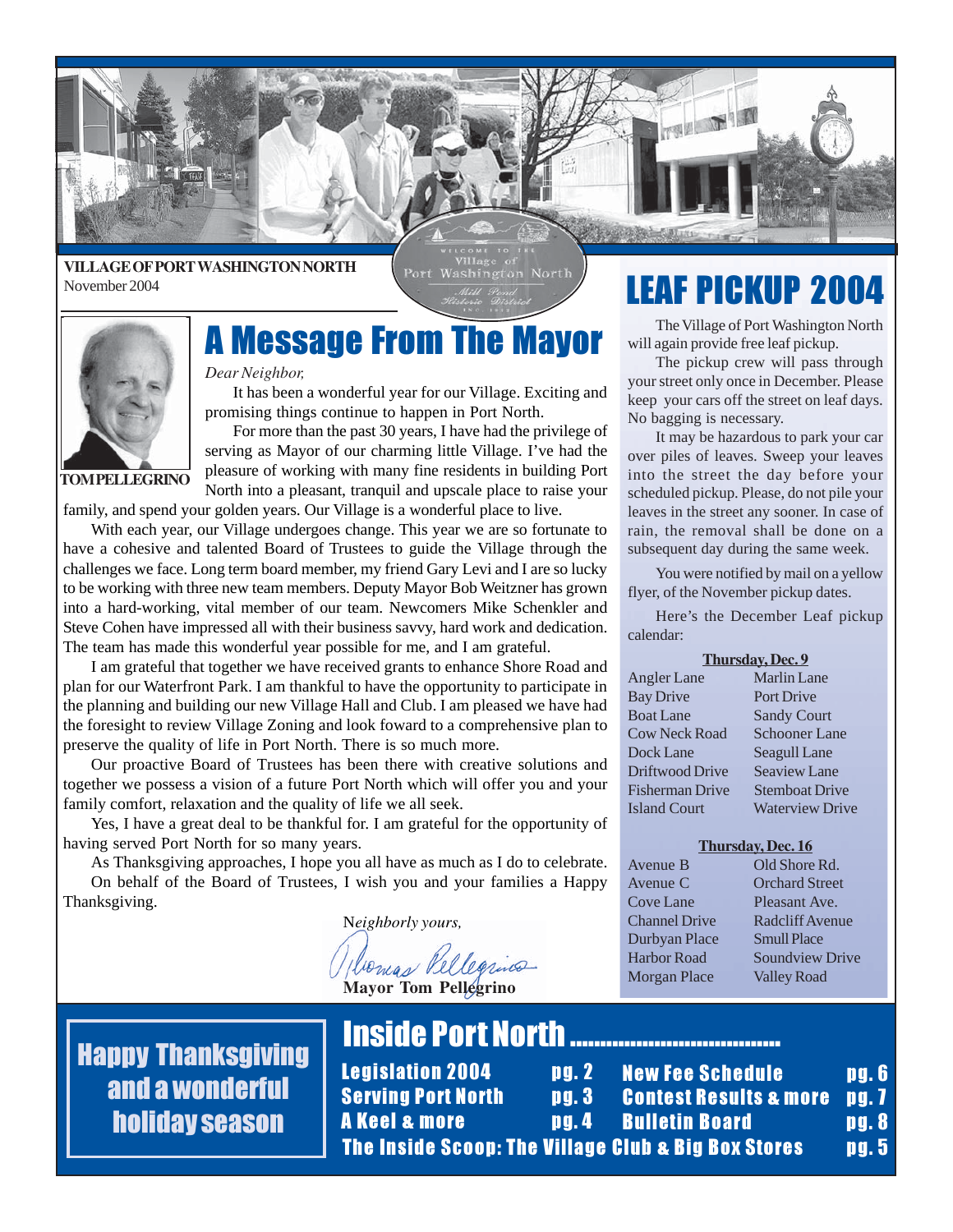**VILLAGE OF PORT WASHINGTON NORTH**
November 2004

# A Message From The Mayor

TOM PELLEGRINO

*Dear Neighbor,*

It has been a wonderful year for our Village. Exciting and promising things continue to happen in Port North.

For more than the past 30 years, I have had the privilege of serving as Mayor of our charming little Village. I've had the pleasure of working with many fine residents in building Port North into a pleasant, tranquil and upscale place to raise your family, and spend your golden years. Our Village is a wonderful place to live.

With each year, our Village undergoes change. This year we are so fortunate to have a cohesive and talented Board of Trustees to guide the Village through the challenges we face. Long term board member, my friend Gary Levi and I are so lucky to be working with three new team members. Deputy Mayor Bob Weitzner has grown into a hard-working, vital member of our team. Newcomers Mike Schenkler and Steve Cohen have impressed all with their business savvy, hard work and dedication. The team has made this wonderful year possible for me, and I am grateful.

I am grateful that together we have received grants to enhance Shore Road and plan for our Waterfront Park. I am thankful to have the opportunity to participate in the planning and building our new Village Hall and Club. I am pleased we have had the foresight to review Village Zoning and look foward to a comprehensive plan to preserve the quality of life in Port North. There is so much more.

Our proactive Board of Trustees has been there with creative solutions and together we possess a vision of a future Port North which will offer you and your family comfort, relaxation and the quality of life we all seek.

Yes, I have a great deal to be thankful for. I am grateful for the opportunity of having served Port North for so many years.

As Thanksgiving approaches, I hope you all have as much as I do to celebrate.

On behalf of the Board of Trustees, I wish you and your families a Happy Thanksgiving.

*Neighborly yours,*

**Mayor Tom Pellegrino**

# LEAF PICKUP 2004

The Village of Port Washington North will again provide free leaf pickup.

The pickup crew will pass through your street only once in December. Please keep your cars off the street on leaf days. No bagging is necessary.

It may be hazardous to park your car over piles of leaves. Sweep your leaves into the street the day before your scheduled pickup. Please, do not pile your leaves in the street any sooner. In case of rain, the removal shall be done on a subsequent day during the same week.

You were notified by mail on a yellow flyer, of the November pickup dates.

Here's the December Leaf pickup calendar:

**Thursday, Dec. 9**

| | |
|---|---|
| Angler Lane | Marlin Lane |
| Bay Drive | Port Drive |
| Boat Lane | Sandy Court |
| Cow Neck Road | Schooner Lane |
| Dock Lane | Seagull Lane |
| Driftwood Drive | Seaview Lane |
| Fisherman Drive | Stemboat Drive |
| Island Court | Waterview Drive |

**Thursday, Dec. 16**

| | |
|---|---|
| Avenue B | Old Shore Rd. |
| Avenue C | Orchard Street |
| Cove Lane | Pleasant Ave. |
| Channel Drive | Radcliff Avenue |
| Durbyan Place | Smull Place |
| Harbor Road | Soundview Drive |
| Morgan Place | Valley Road |

**Happy Thanksgiving and a wonderful holiday season**

## Inside Port North

| | | | |
|---|---|---|---|
| Legislation 2004 | pg. 2 | New Fee Schedule | pg. 6 |
| Serving Port North | pg. 3 | Contest Results & more | pg. 7 |
| A Keel & more | pg. 4 | Bulletin Board | pg. 8 |

The Inside Scoop: The Village Club & Big Box Stores — pg. 5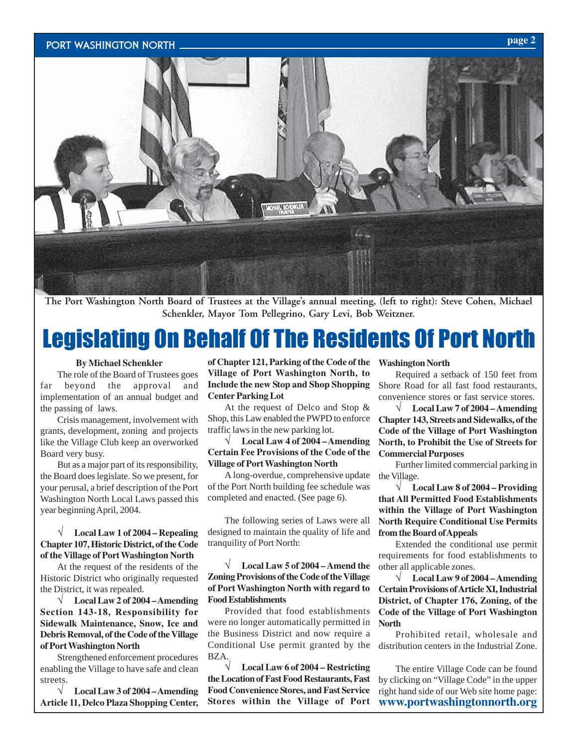The Port Washington North Board of Trustees at the Village's annual meeting, (left to right): Steve Cohen, Michael Schenkler, Mayor Tom Pellegrino, Gary Levi, Bob Weitzner.

# Legislating On Behalf Of The Residents Of Port North

**By Michael Schenkler**

The role of the Board of Trustees goes far beyond the approval and implementation of an annual budget and the passing of laws.

Crisis management, involvement with grants, development, zoning and projects like the Village Club keep an overworked Board very busy.

But as a major part of its responsibility, the Board does legislate. So we present, for your perusal, a brief description of the Port Washington North Local Laws passed this year beginning April, 2004.

√ **Local Law 1 of 2004 – Repealing Chapter 107, Historic District, of the Code of the Village of Port Washington North**

At the request of the residents of the Historic District who originally requested the District, it was repealed.

√ **Local Law 2 of 2004 – Amending Section 143-18, Responsibility for Sidewalk Maintenance, Snow, Ice and Debris Removal, of the Code of the Village of Port Washington North**

Strengthened enforcement procedures enabling the Village to have safe and clean streets.

√ **Local Law 3 of 2004 – Amending Article 11, Delco Plaza Shopping Center, of Chapter 121, Parking of the Code of the Village of Port Washington North, to Include the new Stop and Shop Shopping Center Parking Lot**

At the request of Delco and Stop & Shop, this Law enabled the PWPD to enforce traffic laws in the new parking lot.

√ **Local Law 4 of 2004 – Amending Certain Fee Provisions of the Code of the Village of Port Washington North**

A long-overdue, comprehensive update of the Port North building fee schedule was completed and enacted. (See page 6).

The following series of Laws were all designed to maintain the quality of life and tranquility of Port North:

√ **Local Law 5 of 2004 – Amend the Zoning Provisions of the Code of the Village of Port Washington North with regard to Food Establishments**

Provided that food establishments were no longer automatically permitted in the Business District and now require a Conditional Use permit granted by the BZA.

√ **Local Law 6 of 2004 – Restricting the Location of Fast Food Restaurants, Fast Food Convenience Stores, and Fast Service Stores within the Village of Port Washington North**

Required a setback of 150 feet from Shore Road for all fast food restaurants, convenience stores or fast service stores.

√ **Local Law 7 of 2004 – Amending Chapter 143, Streets and Sidewalks, of the Code of the Village of Port Washington North, to Prohibit the Use of Streets for Commercial Purposes**

Further limited commercial parking in the Village.

√ **Local Law 8 of 2004 – Providing that All Permitted Food Establishments within the Village of Port Washington North Require Conditional Use Permits from the Board of Appeals**

Extended the conditional use permit requirements for food establishments to other all applicable zones.

√ **Local Law 9 of 2004 – Amending Certain Provisions of Article XI, Industrial District, of Chapter 176, Zoning, of the Code of the Village of Port Washington North**

Prohibited retail, wholesale and distribution centers in the Industrial Zone.

The entire Village Code can be found by clicking on "Village Code" in the upper right hand side of our Web site home page: **www.portwashingtonnorth.org**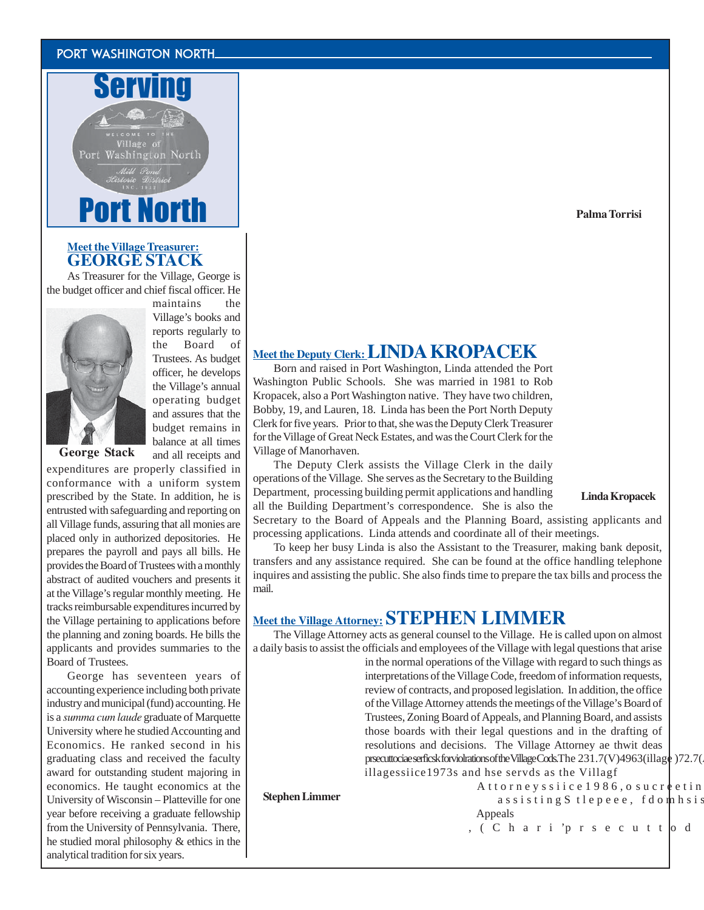# Serving Port North

**Palma Torrisi**

## Meet the Village Treasurer: GEORGE STACK

As Treasurer for the Village, George is the budget officer and chief fiscal officer. He maintains the Village's books and reports regularly to the Board of Trustees. As budget officer, he develops the Village's annual operating budget and assures that the budget remains in balance at all times and all receipts and expenditures are properly classified in conformance with a uniform system prescribed by the State. In addition, he is entrusted with safeguarding and reporting on all Village funds, assuring that all monies are placed only in authorized depositories. He prepares the payroll and pays all bills. He provides the Board of Trustees with a monthly abstract of audited vouchers and presents it at the Village's regular monthly meeting. He tracks reimbursable expenditures incurred by the Village pertaining to applications before the planning and zoning boards. He bills the applicants and provides summaries to the Board of Trustees.

**George Stack**

George has seventeen years of accounting experience including both private industry and municipal (fund) accounting. He is a *summa cum laude* graduate of Marquette University where he studied Accounting and Economics. He ranked second in his graduating class and received the faculty award for outstanding student majoring in economics. He taught economics at the University of Wisconsin – Platteville for one year before receiving a graduate fellowship from the University of Pennsylvania. There, he studied moral philosophy & ethics in the analytical tradition for six years.

## Meet the Deputy Clerk: LINDA KROPACEK

Born and raised in Port Washington, Linda attended the Port Washington Public Schools. She was married in 1981 to Rob Kropacek, also a Port Washington native. They have two children, Bobby, 19, and Lauren, 18. Linda has been the Port North Deputy Clerk for five years. Prior to that, she was the Deputy Clerk Treasurer for the Village of Great Neck Estates, and was the Court Clerk for the Village of Manorhaven.

The Deputy Clerk assists the Village Clerk in the daily operations of the Village. She serves as the Secretary to the Building Department, processing building permit applications and handling all the Building Department's correspondence. She is also the Secretary to the Board of Appeals and the Planning Board, assisting applicants and processing applications. Linda attends and coordinate all of their meetings.

**Linda Kropacek**

To keep her busy Linda is also the Assistant to the Treasurer, making bank deposit, transfers and any assistance required. She can be found at the office handling telephone inquires and assisting the public. She also finds time to prepare the tax bills and process the mail.

## Meet the Village Attorney: STEPHEN LIMMER

The Village Attorney acts as general counsel to the Village. He is called upon on almost a daily basis to assist the officials and employees of the Village with legal questions that arise in the normal operations of the Village with regard to such things as interpretations of the Village Code, freedom of information requests, review of contracts, and proposed legislation. In addition, the office of the Village Attorney attends the meetings of the Village's Board of Trustees, Zoning Board of Appeals, and Planning Board, and assists those boards with their legal questions and in the drafting of resolutions and decisions. The Village Attorney ae thwit deas prsecuttociae serficsk forviolrations of the Village Cods.The 231.7(V)4963(illage )72.7( illagessiice1973s and hse servds as the Villagf Attorneyssiice1986,osucreetin assistingS tlepeee, fdomhsis Appeals , ( C h a r i 'p r s e c u t t o d

**Stephen Limmer**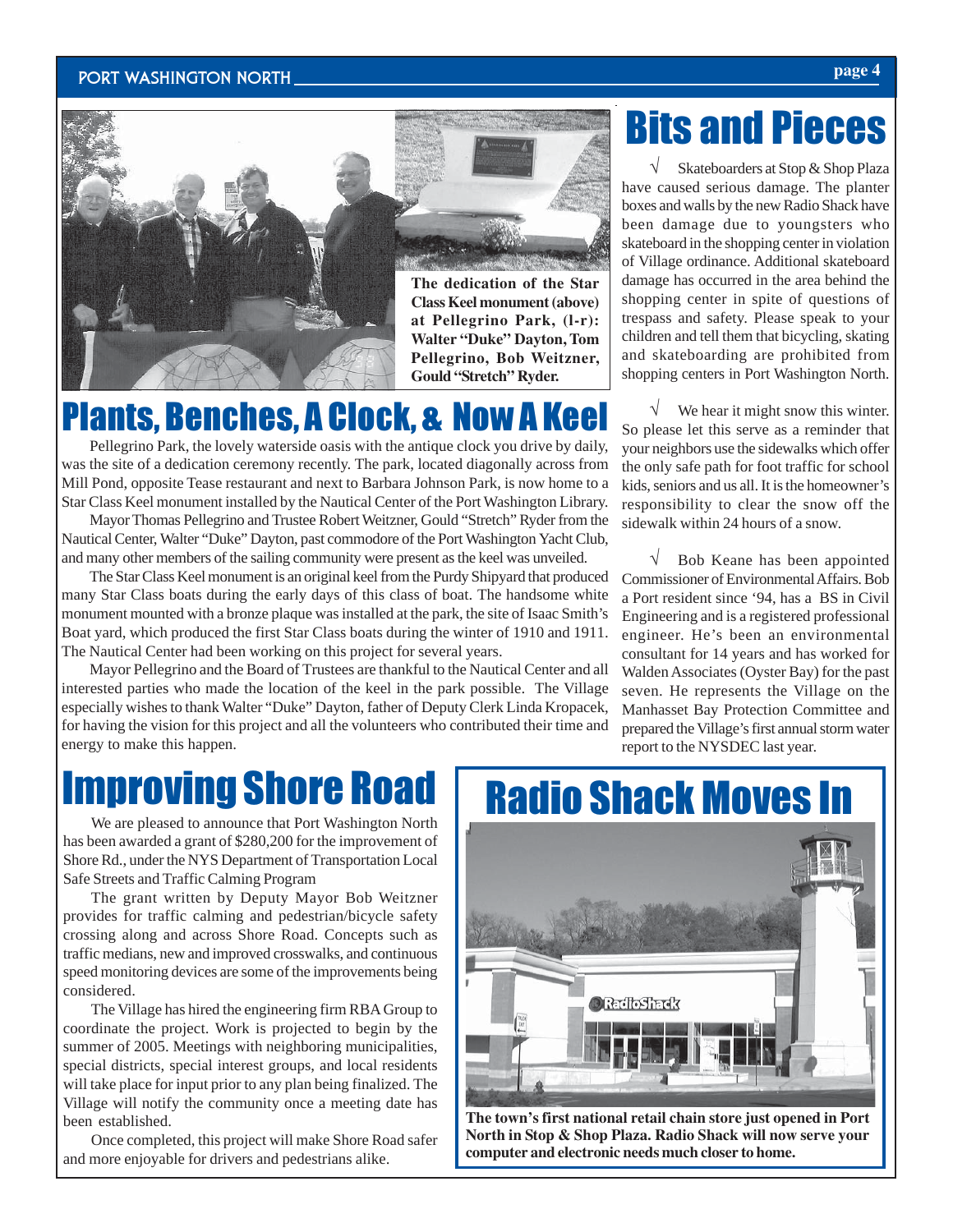The dedication of the Star Class Keel monument (above) at Pellegrino Park, (l-r): Walter "Duke" Dayton, Tom Pellegrino, Bob Weitzner, Gould "Stretch" Ryder.

# Plants, Benches, A Clock, & Now A Keel

Pellegrino Park, the lovely waterside oasis with the antique clock you drive by daily, was the site of a dedication ceremony recently. The park, located diagonally across from Mill Pond, opposite Tease restaurant and next to Barbara Johnson Park, is now home to a Star Class Keel monument installed by the Nautical Center of the Port Washington Library.

Mayor Thomas Pellegrino and Trustee Robert Weitzner, Gould "Stretch" Ryder from the Nautical Center, Walter "Duke" Dayton, past commodore of the Port Washington Yacht Club, and many other members of the sailing community were present as the keel was unveiled.

The Star Class Keel monument is an original keel from the Purdy Shipyard that produced many Star Class boats during the early days of this class of boat. The handsome white monument mounted with a bronze plaque was installed at the park, the site of Isaac Smith's Boat yard, which produced the first Star Class boats during the winter of 1910 and 1911. The Nautical Center had been working on this project for several years.

Mayor Pellegrino and the Board of Trustees are thankful to the Nautical Center and all interested parties who made the location of the keel in the park possible. The Village especially wishes to thank Walter "Duke" Dayton, father of Deputy Clerk Linda Kropacek, for having the vision for this project and all the volunteers who contributed their time and energy to make this happen.

# Bits and Pieces

√ Skateboarders at Stop & Shop Plaza have caused serious damage. The planter boxes and walls by the new Radio Shack have been damage due to youngsters who skateboard in the shopping center in violation of Village ordinance. Additional skateboard damage has occurred in the area behind the shopping center in spite of questions of trespass and safety. Please speak to your children and tell them that bicycling, skating and skateboarding are prohibited from shopping centers in Port Washington North.

√ We hear it might snow this winter. So please let this serve as a reminder that your neighbors use the sidewalks which offer the only safe path for foot traffic for school kids, seniors and us all. It is the homeowner's responsibility to clear the snow off the sidewalk within 24 hours of a snow.

√ Bob Keane has been appointed Commissioner of Environmental Affairs. Bob a Port resident since '94, has a BS in Civil Engineering and is a registered professional engineer. He's been an environmental consultant for 14 years and has worked for Walden Associates (Oyster Bay) for the past seven. He represents the Village on the Manhasset Bay Protection Committee and prepared the Village's first annual storm water report to the NYSDEC last year.

# Improving Shore Road

We are pleased to announce that Port Washington North has been awarded a grant of $280,200 for the improvement of Shore Rd., under the NYS Department of Transportation Local Safe Streets and Traffic Calming Program

The grant written by Deputy Mayor Bob Weitzner provides for traffic calming and pedestrian/bicycle safety crossing along and across Shore Road. Concepts such as traffic medians, new and improved crosswalks, and continuous speed monitoring devices are some of the improvements being considered.

The Village has hired the engineering firm RBA Group to coordinate the project. Work is projected to begin by the summer of 2005. Meetings with neighboring municipalities, special districts, special interest groups, and local residents will take place for input prior to any plan being finalized. The Village will notify the community once a meeting date has been established.

Once completed, this project will make Shore Road safer and more enjoyable for drivers and pedestrians alike.

# Radio Shack Moves In

The town's first national retail chain store just opened in Port North in Stop & Shop Plaza. Radio Shack will now serve your computer and electronic needs much closer to home.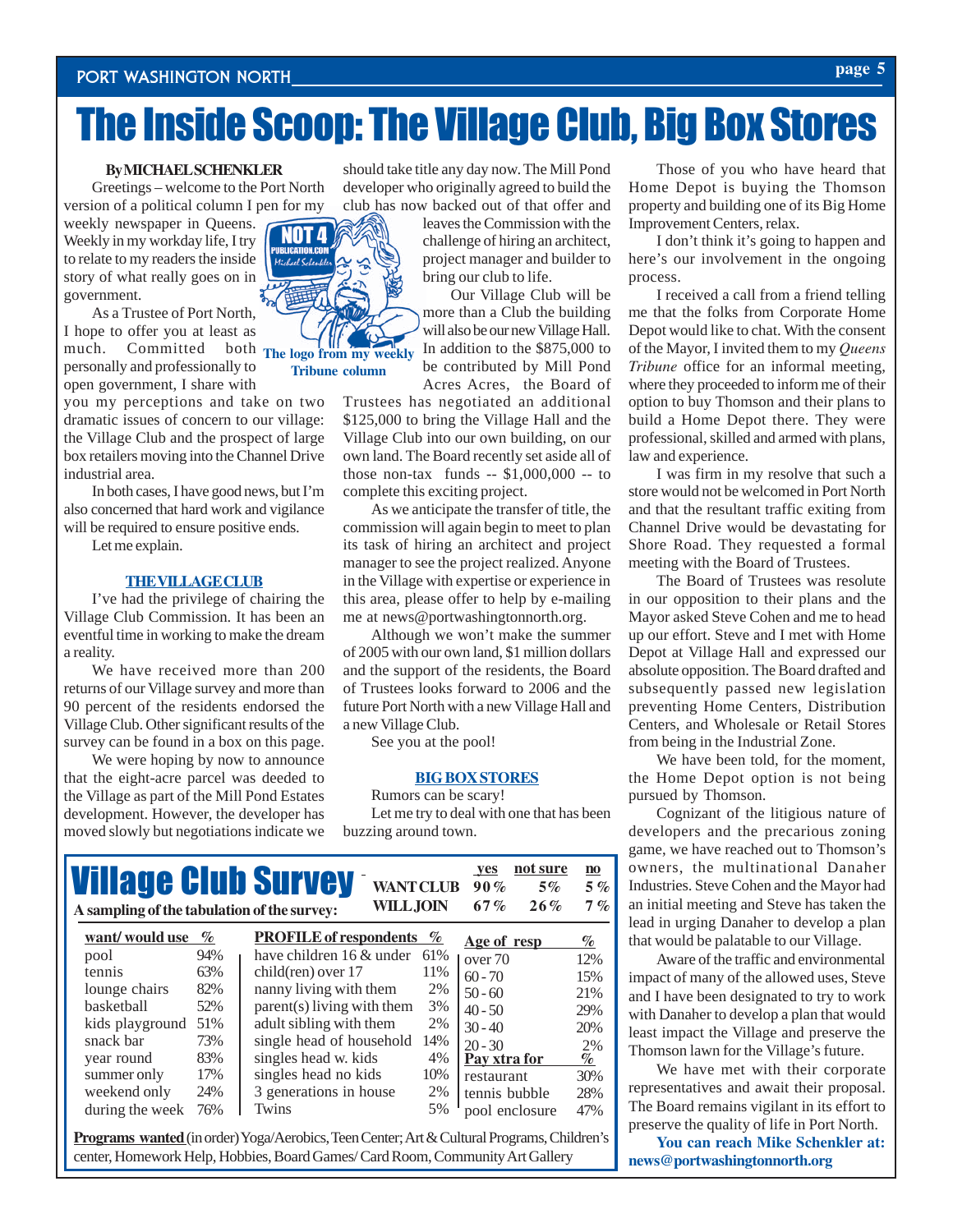# The Inside Scoop: The Village Club, Big Box Stores

**By MICHAEL SCHENKLER**

Greetings – welcome to the Port North version of a political column I pen for my weekly newspaper in Queens. Weekly in my workday life, I try to relate to my readers the inside story of what really goes on in government.

As a Trustee of Port North, I hope to offer you at least as much. Committed both personally and professionally to open government, I share with you my perceptions and take on two dramatic issues of concern to our village: the Village Club and the prospect of large box retailers moving into the Channel Drive industrial area.

In both cases, I have good news, but I'm also concerned that hard work and vigilance will be required to ensure positive ends.

Let me explain.

**The logo from my weekly Tribune column**

## THE VILLAGE CLUB

I've had the privilege of chairing the Village Club Commission. It has been an eventful time in working to make the dream a reality.

We have received more than 200 returns of our Village survey and more than 90 percent of the residents endorsed the Village Club. Other significant results of the survey can be found in a box on this page.

We were hoping by now to announce that the eight-acre parcel was deeded to the Village as part of the Mill Pond Estates development. However, the developer has moved slowly but negotiations indicate we should take title any day now. The Mill Pond developer who originally agreed to build the club has now backed out of that offer and leaves the Commission with the challenge of hiring an architect, project manager and builder to bring our club to life.

Our Village Club will be more than a Club the building will also be our new Village Hall. In addition to the $875,000 to be contributed by Mill Pond Acres Acres, the Board of Trustees has negotiated an additional $125,000 to bring the Village Hall and the Village Club into our own building, on our own land. The Board recently set aside all of those non-tax funds -- $1,000,000 -- to complete this exciting project.

As we anticipate the transfer of title, the commission will again begin to meet to plan its task of hiring an architect and project manager to see the project realized. Anyone in the Village with expertise or experience in this area, please offer to help by e-mailing me at news@portwashingtonnorth.org.

Although we won't make the summer of 2005 with our own land, $1 million dollars and the support of the residents, the Board of Trustees looks forward to 2006 and the future Port North with a new Village Hall and a new Village Club.

See you at the pool!

## BIG BOX STORES

Rumors can be scary!

Let me try to deal with one that has been buzzing around town.

Those of you who have heard that Home Depot is buying the Thomson property and building one of its Big Home Improvement Centers, relax.

I don't think it's going to happen and here's our involvement in the ongoing process.

I received a call from a friend telling me that the folks from Corporate Home Depot would like to chat. With the consent of the Mayor, I invited them to my *Queens Tribune* office for an informal meeting, where they proceeded to inform me of their option to buy Thomson and their plans to build a Home Depot there. They were professional, skilled and armed with plans, law and experience.

I was firm in my resolve that such a store would not be welcomed in Port North and that the resultant traffic exiting from Channel Drive would be devastating for Shore Road. They requested a formal meeting with the Board of Trustees.

The Board of Trustees was resolute in our opposition to their plans and the Mayor asked Steve Cohen and me to head up our effort. Steve and I met with Home Depot at Village Hall and expressed our absolute opposition. The Board drafted and subsequently passed new legislation preventing Home Centers, Distribution Centers, and Wholesale or Retail Stores from being in the Industrial Zone.

We have been told, for the moment, the Home Depot option is not being pursued by Thomson.

Cognizant of the litigious nature of developers and the precarious zoning game, we have reached out to Thomson's owners, the multinational Danaher Industries. Steve Cohen and the Mayor had an initial meeting and Steve has taken the lead in urging Danaher to develop a plan that would be palatable to our Village.

Aware of the traffic and environmental impact of many of the allowed uses, Steve and I have been designated to try to work with Danaher to develop a plan that would least impact the Village and preserve the Thomson lawn for the Village's future.

We have met with their corporate representatives and await their proposal. The Board remains vigilant in its effort to preserve the quality of life in Port North.

**You can reach Mike Schenkler at: news@portwashingtonnorth.org**

## Village Club Survey

**A sampling of the tabulation of the survey:**

| | yes | not sure | no |
|---|---|---|---|
| WANT CLUB | 90% | 5% | 5% |
| WILL JOIN | 67% | 26% | 7% |

| want/ would use | % |
|---|---|
| pool | 94% |
| tennis | 63% |
| lounge chairs | 82% |
| basketball | 52% |
| kids playground | 51% |
| snack bar | 73% |
| year round | 83% |
| summer only | 17% |
| weekend only | 24% |
| during the week | 76% |

| PROFILE of respondents | % |
|---|---|
| have children 16 & under | 61% |
| child(ren) over 17 | 11% |
| nanny living with them | 2% |
| parent(s) living with them | 3% |
| adult sibling with them | 2% |
| single head of household | 14% |
| singles head w. kids | 4% |
| singles head no kids | 10% |
| 3 generations in house | 2% |
| Twins | 5% |

| Age of resp | % |
|---|---|
| over 70 | 12% |
| 60 - 70 | 15% |
| 50 - 60 | 21% |
| 40 - 50 | 29% |
| 30 - 40 | 20% |
| 20 - 30 | 2% |

| Pay xtra for | % |
|---|---|
| restaurant | 30% |
| tennis bubble | 28% |
| pool enclosure | 47% |

**Programs wanted** (in order) Yoga/Aerobics, Teen Center; Art & Cultural Programs, Children's center, Homework Help, Hobbies, Board Games/ Card Room, Community Art Gallery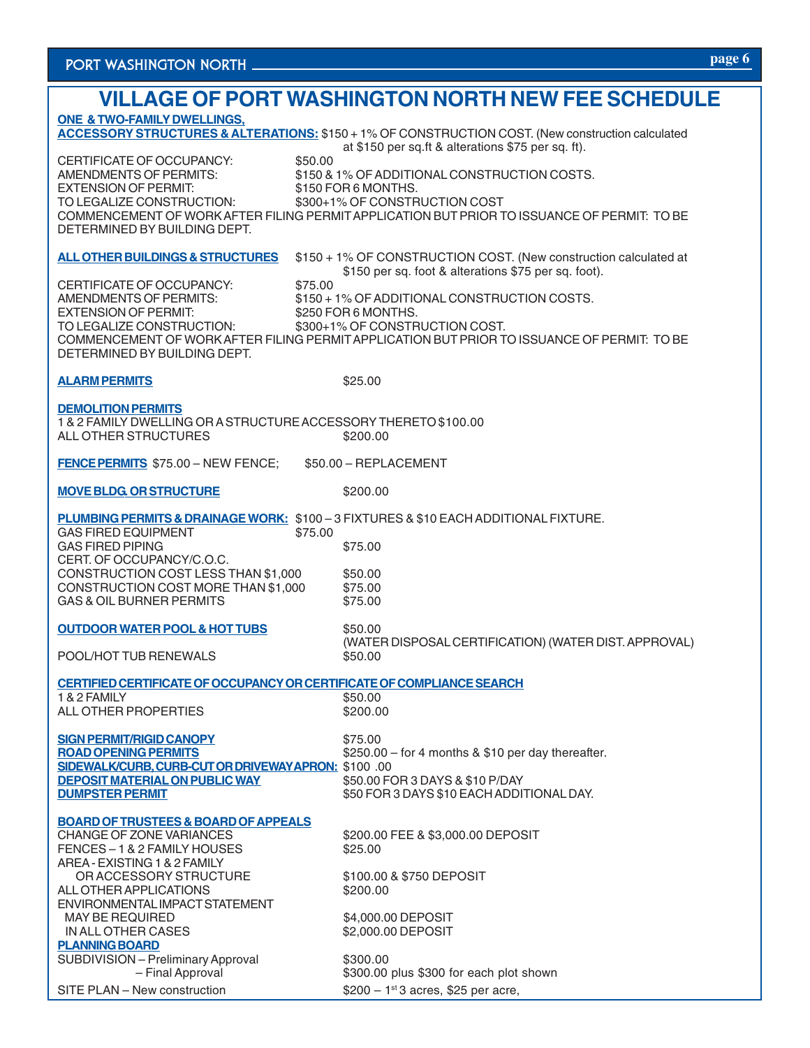# VILLAGE OF PORT WASHINGTON NORTH NEW FEE SCHEDULE

**ONE & TWO-FAMILY DWELLINGS, ACCESSORY STRUCTURES & ALTERATIONS:** $150 + 1% OF CONSTRUCTION COST. (New construction calculated at $150 per sq.ft & alterations $75 per sq. ft).

| | |
|---|---|
| CERTIFICATE OF OCCUPANCY: | $50.00 |
| AMENDMENTS OF PERMITS: | $150 & 1% OF ADDITIONAL CONSTRUCTION COSTS. |
| EXTENSION OF PERMIT: | $150 FOR 6 MONTHS. |
| TO LEGALIZE CONSTRUCTION: | $300+1% OF CONSTRUCTION COST |

COMMENCEMENT OF WORK AFTER FILING PERMIT APPLICATION BUT PRIOR TO ISSUANCE OF PERMIT: TO BE DETERMINED BY BUILDING DEPT.

**ALL OTHER BUILDINGS & STRUCTURES** $150 + 1% OF CONSTRUCTION COST. (New construction calculated at $150 per sq. foot & alterations $75 per sq. foot).

| | |
|---|---|
| CERTIFICATE OF OCCUPANCY: | $75.00 |
| AMENDMENTS OF PERMITS: | $150 + 1% OF ADDITIONAL CONSTRUCTION COSTS. |
| EXTENSION OF PERMIT: | $250 FOR 6 MONTHS. |
| TO LEGALIZE CONSTRUCTION: | $300+1% OF CONSTRUCTION COST. |

COMMENCEMENT OF WORK AFTER FILING PERMIT APPLICATION BUT PRIOR TO ISSUANCE OF PERMIT: TO BE DETERMINED BY BUILDING DEPT.

**ALARM PERMITS** $25.00

**DEMOLITION PERMITS**

| | |
|---|---|
| 1 & 2 FAMILY DWELLING OR A STRUCTURE ACCESSORY THERETO | $100.00 |
| ALL OTHER STRUCTURES | $200.00 |

**FENCE PERMITS** $75.00 – NEW FENCE; $50.00 – REPLACEMENT

**MOVE BLDG. OR STRUCTURE** $200.00

**PLUMBING PERMITS & DRAINAGE WORK:** $100 – 3 FIXTURES & $10 EACH ADDITIONAL FIXTURE.

| | |
|---|---|
| GAS FIRED EQUIPMENT | $75.00 |
| GAS FIRED PIPING | $75.00 |
| CERT. OF OCCUPANCY/C.O.C. | |
| CONSTRUCTION COST LESS THAN $1,000 | $50.00 |
| CONSTRUCTION COST MORE THAN $1,000 | $75.00 |
| GAS & OIL BURNER PERMITS | $75.00 |

| | |
|---|---|
| **OUTDOOR WATER POOL & HOT TUBS** | $50.00 (WATER DISPOSAL CERTIFICATION) (WATER DIST. APPROVAL) |
| POOL/HOT TUB RENEWALS | $50.00 |

**CERTIFIED CERTIFICATE OF OCCUPANCY OR CERTIFICATE OF COMPLIANCE SEARCH**

| | |
|---|---|
| 1 & 2 FAMILY | $50.00 |
| ALL OTHER PROPERTIES | $200.00 |

| | |
|---|---|
| **SIGN PERMIT/RIGID CANOPY** | $75.00 |
| **ROAD OPENING PERMITS** | $250.00 – for 4 months & $10 per day thereafter. |
| **SIDEWALK/CURB, CURB-CUT OR DRIVEWAY APRON:** | $100 .00 |
| **DEPOSIT MATERIAL ON PUBLIC WAY** | $50.00 FOR 3 DAYS & $10 P/DAY |
| **DUMPSTER PERMIT** | $50 FOR 3 DAYS $10 EACH ADDITIONAL DAY. |

**BOARD OF TRUSTEES & BOARD OF APPEALS**

| | |
|---|---|
| CHANGE OF ZONE VARIANCES | $200.00 FEE & $3,000.00 DEPOSIT |
| FENCES – 1 & 2 FAMILY HOUSES | $25.00 |
| AREA - EXISTING 1 & 2 FAMILY OR ACCESSORY STRUCTURE | $100.00 & $750 DEPOSIT |
| ALL OTHER APPLICATIONS | $200.00 |
| ENVIRONMENTAL IMPACT STATEMENT | |
| MAY BE REQUIRED | $4,000.00 DEPOSIT |
| IN ALL OTHER CASES | $2,000.00 DEPOSIT |

**PLANNING BOARD**

| | |
|---|---|
| SUBDIVISION – Preliminary Approval | $300.00 |
| – Final Approval | $300.00 plus $300 for each plot shown |
| SITE PLAN – New construction | $200 – 1st 3 acres, $25 per acre, |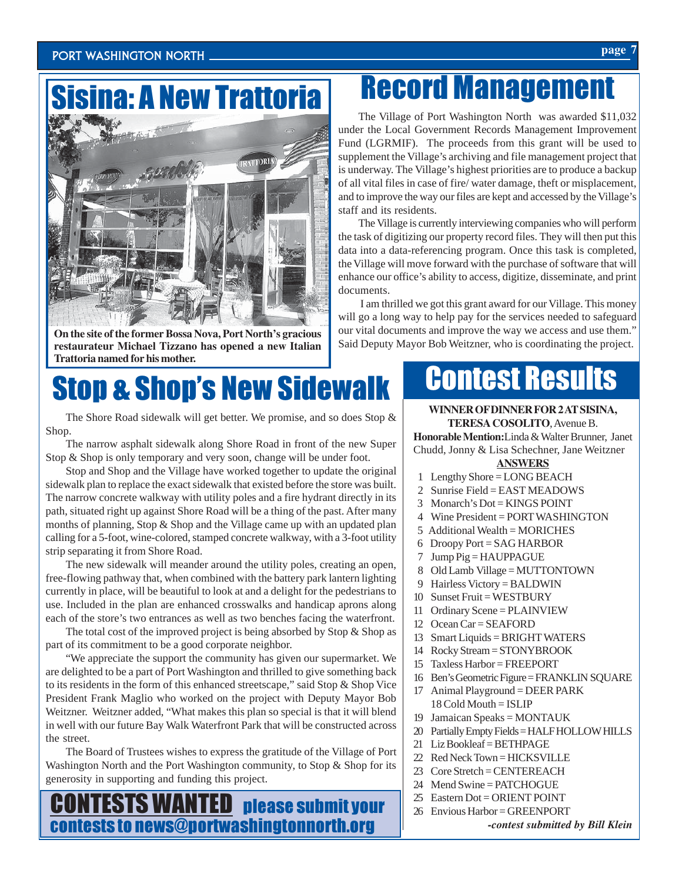# Sisina: A New Trattoria

**On the site of the former Bossa Nova, Port North's gracious restaurateur Michael Tizzano has opened a new Italian Trattoria named for his mother.**

# Record Management

The Village of Port Washington North was awarded $11,032 under the Local Government Records Management Improvement Fund (LGRMIF). The proceeds from this grant will be used to supplement the Village's archiving and file management project that is underway. The Village's highest priorities are to produce a backup of all vital files in case of fire/ water damage, theft or misplacement, and to improve the way our files are kept and accessed by the Village's staff and its residents.

The Village is currently interviewing companies who will perform the task of digitizing our property record files. They will then put this data into a data-referencing program. Once this task is completed, the Village will move forward with the purchase of software that will enhance our office's ability to access, digitize, disseminate, and print documents.

I am thrilled we got this grant award for our Village. This money will go a long way to help pay for the services needed to safeguard our vital documents and improve the way we access and use them." Said Deputy Mayor Bob Weitzner, who is coordinating the project.

# Stop & Shop's New Sidewalk

The Shore Road sidewalk will get better. We promise, and so does Stop & Shop.

The narrow asphalt sidewalk along Shore Road in front of the new Super Stop & Shop is only temporary and very soon, change will be under foot.

Stop and Shop and the Village have worked together to update the original sidewalk plan to replace the exact sidewalk that existed before the store was built. The narrow concrete walkway with utility poles and a fire hydrant directly in its path, situated right up against Shore Road will be a thing of the past. After many months of planning, Stop & Shop and the Village came up with an updated plan calling for a 5-foot, wine-colored, stamped concrete walkway, with a 3-foot utility strip separating it from Shore Road.

The new sidewalk will meander around the utility poles, creating an open, free-flowing pathway that, when combined with the battery park lantern lighting currently in place, will be beautiful to look at and a delight for the pedestrians to use. Included in the plan are enhanced crosswalks and handicap aprons along each of the store's two entrances as well as two benches facing the waterfront.

The total cost of the improved project is being absorbed by Stop & Shop as part of its commitment to be a good corporate neighbor.

"We appreciate the support the community has given our supermarket. We are delighted to be a part of Port Washington and thrilled to give something back to its residents in the form of this enhanced streetscape," said Stop & Shop Vice President Frank Maglio who worked on the project with Deputy Mayor Bob Weitzner. Weitzner added, "What makes this plan so special is that it will blend in well with our future Bay Walk Waterfront Park that will be constructed across the street.

The Board of Trustees wishes to express the gratitude of the Village of Port Washington North and the Port Washington community, to Stop & Shop for its generosity in supporting and funding this project.

**CONTESTS WANTED** please submit your contests to news@portwashingtonnorth.org

# Contest Results

**WINNER OF DINNER FOR 2 AT SISINA, TERESA COSOLITO**, Avenue B.

**Honorable Mention:** Linda & Walter Brunner, Janet Chudd, Jonny & Lisa Schechner, Jane Weitzner

**ANSWERS**

1. Lengthy Shore = LONG BEACH
2. Sunrise Field = EAST MEADOWS
3. Monarch's Dot = KINGS POINT
4. Wine President = PORT WASHINGTON
5. Additional Wealth = MORICHES
6. Droopy Port = SAG HARBOR
7. Jump Pig = HAUPPAGUE
8. Old Lamb Village = MUTTONTOWN
9. Hairless Victory = BALDWIN
10. Sunset Fruit = WESTBURY
11. Ordinary Scene = PLAINVIEW
12. Ocean Car = SEAFORD
13. Smart Liquids = BRIGHT WATERS
14. Rocky Stream = STONYBROOK
15. Taxless Harbor = FREEPORT
16. Ben's Geometric Figure = FRANKLIN SQUARE
17. Animal Playground = DEER PARK
18. Cold Mouth = ISLIP
19. Jamaican Speaks = MONTAUK
20. Partially Empty Fields = HALF HOLLOW HILLS
21. Liz Bookleaf = BETHPAGE
22. Red Neck Town = HICKSVILLE
23. Core Stretch = CENTEREACH
24. Mend Swine = PATCHOGUE
25. Eastern Dot = ORIENT POINT
26. Envious Harbor = GREENPORT

*-contest submitted by Bill Klein*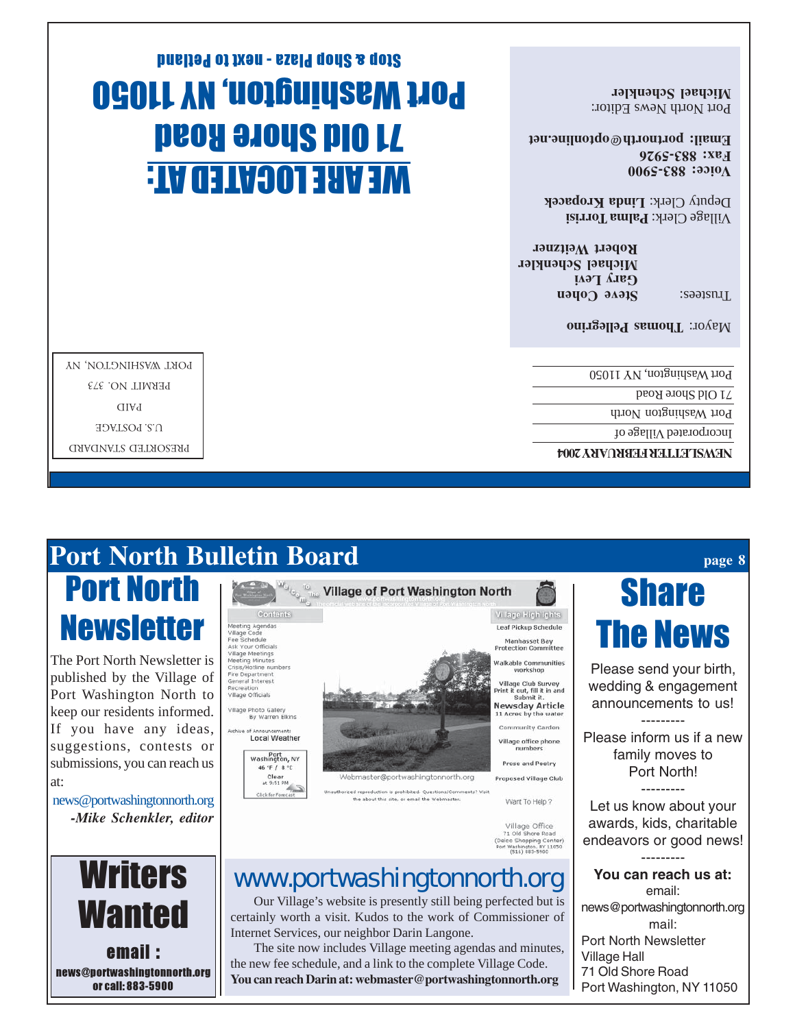**NEWSLETTER FEBRUARY 2004**

Incorporated Village of
Port Washington North
71 Old Shore Road
Port Washington, NY 11050

Mayor: **Thomas Pellegrino**

Trustees: **Steve Cohen**
**Gary Levi**
**Michael Schenkler**
**Robert Weitzner**

Village Clerk: **Palma Torrisi**
Deputy Clerk: **Linda Kropacek**

**Voice: 883-5900**
**Fax: 883-5926**
**Email: portnorth@optonline.net**

Port North News Editor:
**Michael Schenkler**

# WE ARE LOCATED AT:

## 71 Old Shore Road
## Port Washington, NY 11050

**Stop & Shop Plaza - next to Petland**

PRESORTED STANDARD
U.S. POSTAGE
PAID
PERMIT NO. 373
PORT WASHINGTON, NY

# Port North Bulletin Board

## Port North Newsletter

The Port North Newsletter is published by the Village of Port Washington North to keep our residents informed. If you have any ideas, suggestions, contests or submissions, you can reach us at:

news@portwashingtonnorth.org

***-Mike Schenkler, editor***

## Writers Wanted

**email :**
**news@portwashingtonnorth.org**
**or call: 883-5900**

## www.portwashingtonnorth.org

Our Village's website is presently still being perfected but is certainly worth a visit. Kudos to the work of Commissioner of Internet Services, our neighbor Darin Langone.

The site now includes Village meeting agendas and minutes, the new fee schedule, and a link to the complete Village Code.

**You can reach Darin at: webmaster@portwashingtonnorth.org**

## Share The News

Please send your birth, wedding & engagement announcements to us!

---------

Please inform us if a new family moves to Port North!

---------

Let us know about your awards, kids, charitable endeavors or good news!

---------

**You can reach us at:**

email:
news@portwashingtonnorth.org

mail:
Port North Newsletter
Village Hall
71 Old Shore Road
Port Washington, NY 11050